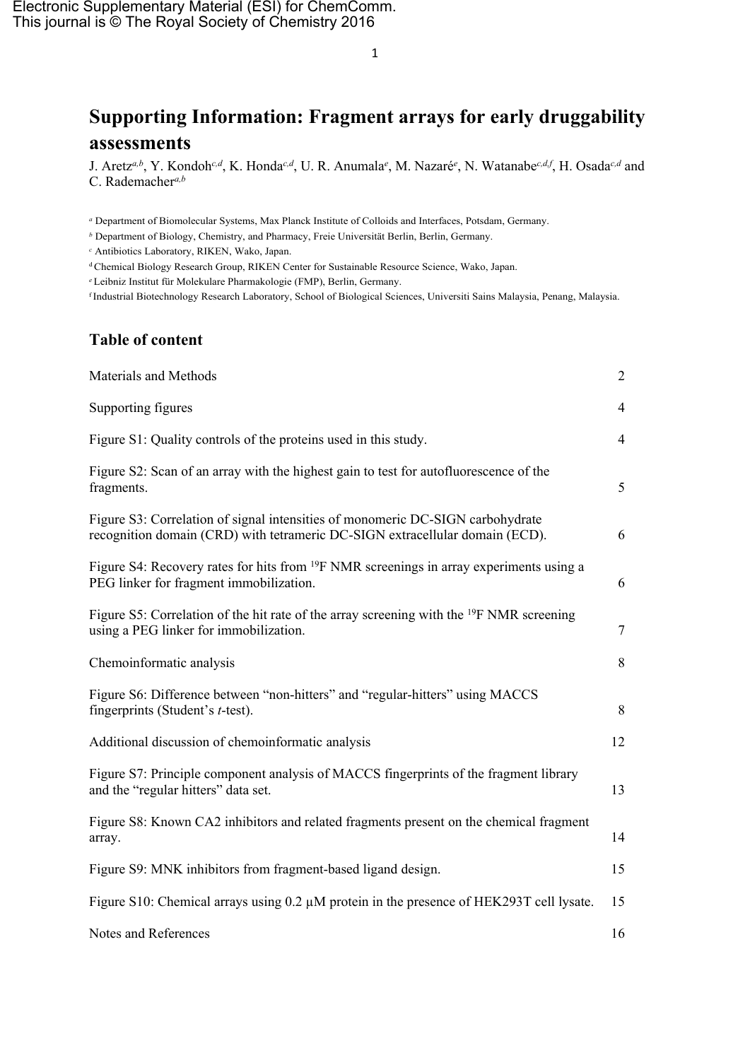Electronic Supplementary Material (ESI) for ChemComm.
This journal is © The Royal Society of Chemistry 2016

# Supporting Information: Fragment arrays for early druggability assessments

J. Aretz[a,b], Y. Kondoh[c,d], K. Honda[c,d], U. R. Anumala[e], M. Nazaré[e], N. Watanabe[c,d,f], H. Osada[c,d] and C. Rademacher[a,b]

[a] Department of Biomolecular Systems, Max Planck Institute of Colloids and Interfaces, Potsdam, Germany.
[b] Department of Biology, Chemistry, and Pharmacy, Freie Universität Berlin, Berlin, Germany.
[c] Antibiotics Laboratory, RIKEN, Wako, Japan.
[d] Chemical Biology Research Group, RIKEN Center for Sustainable Resource Science, Wako, Japan.
[e] Leibniz Institut für Molekulare Pharmakologie (FMP), Berlin, Germany.
[f] Industrial Biotechnology Research Laboratory, School of Biological Sciences, Universiti Sains Malaysia, Penang, Malaysia.

## Table of content

| | |
|---|---|
| Materials and Methods | 2 |
| Supporting figures | 4 |
| Figure S1: Quality controls of the proteins used in this study. | 4 |
| Figure S2: Scan of an array with the highest gain to test for autofluorescence of the fragments. | 5 |
| Figure S3: Correlation of signal intensities of monomeric DC-SIGN carbohydrate recognition domain (CRD) with tetrameric DC-SIGN extracellular domain (ECD). | 6 |
| Figure S4: Recovery rates for hits from $^{19}F$ NMR screenings in array experiments using a PEG linker for fragment immobilization. | 6 |
| Figure S5: Correlation of the hit rate of the array screening with the $^{19}F$ NMR screening using a PEG linker for immobilization. | 7 |
| Chemoinformatic analysis | 8 |
| Figure S6: Difference between "non-hitters" and "regular-hitters" using MACCS fingerprints (Student's *t*-test). | 8 |
| Additional discussion of chemoinformatic analysis | 12 |
| Figure S7: Principle component analysis of MACCS fingerprints of the fragment library and the "regular hitters" data set. | 13 |
| Figure S8: Known CA2 inhibitors and related fragments present on the chemical fragment array. | 14 |
| Figure S9: MNK inhibitors from fragment-based ligand design. | 15 |
| Figure S10: Chemical arrays using 0.2 µM protein in the presence of HEK293T cell lysate. | 15 |
| Notes and References | 16 |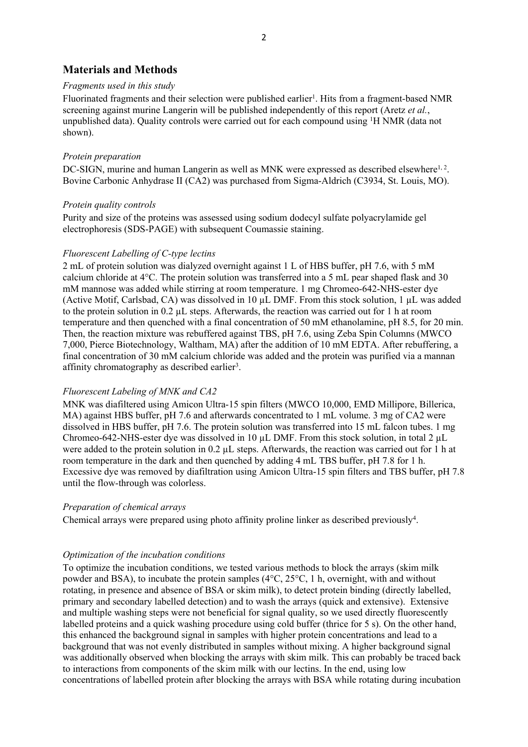## Materials and Methods

*Fragments used in this study*

Fluorinated fragments and their selection were published earlier[1]. Hits from a fragment-based NMR screening against murine Langerin will be published independently of this report (Aretz *et al.*, unpublished data). Quality controls were carried out for each compound using $^1$H NMR (data not shown).

*Protein preparation*

DC-SIGN, murine and human Langerin as well as MNK were expressed as described elsewhere[1, 2]. Bovine Carbonic Anhydrase II (CA2) was purchased from Sigma-Aldrich (C3934, St. Louis, MO).

*Protein quality controls*

Purity and size of the proteins was assessed using sodium dodecyl sulfate polyacrylamide gel electrophoresis (SDS-PAGE) with subsequent Coumassie staining.

*Fluorescent Labelling of C-type lectins*

2 mL of protein solution was dialyzed overnight against 1 L of HBS buffer, pH 7.6, with 5 mM calcium chloride at 4°C. The protein solution was transferred into a 5 mL pear shaped flask and 30 mM mannose was added while stirring at room temperature. 1 mg Chromeo-642-NHS-ester dye (Active Motif, Carlsbad, CA) was dissolved in 10 µL DMF. From this stock solution, 1 µL was added to the protein solution in 0.2 µL steps. Afterwards, the reaction was carried out for 1 h at room temperature and then quenched with a final concentration of 50 mM ethanolamine, pH 8.5, for 20 min. Then, the reaction mixture was rebuffered against TBS, pH 7.6, using Zeba Spin Columns (MWCO 7,000, Pierce Biotechnology, Waltham, MA) after the addition of 10 mM EDTA. After rebuffering, a final concentration of 30 mM calcium chloride was added and the protein was purified via a mannan affinity chromatography as described earlier[3].

*Fluorescent Labeling of MNK and CA2*

MNK was diafiltered using Amicon Ultra-15 spin filters (MWCO 10,000, EMD Millipore, Billerica, MA) against HBS buffer, pH 7.6 and afterwards concentrated to 1 mL volume. 3 mg of CA2 were dissolved in HBS buffer, pH 7.6. The protein solution was transferred into 15 mL falcon tubes. 1 mg Chromeo-642-NHS-ester dye was dissolved in 10 µL DMF. From this stock solution, in total 2 µL were added to the protein solution in 0.2 µL steps. Afterwards, the reaction was carried out for 1 h at room temperature in the dark and then quenched by adding 4 mL TBS buffer, pH 7.8 for 1 h. Excessive dye was removed by diafiltration using Amicon Ultra-15 spin filters and TBS buffer, pH 7.8 until the flow-through was colorless.

*Preparation of chemical arrays*

Chemical arrays were prepared using photo affinity proline linker as described previously[4].

*Optimization of the incubation conditions*

To optimize the incubation conditions, we tested various methods to block the arrays (skim milk powder and BSA), to incubate the protein samples (4°C, 25°C, 1 h, overnight, with and without rotating, in presence and absence of BSA or skim milk), to detect protein binding (directly labelled, primary and secondary labelled detection) and to wash the arrays (quick and extensive). Extensive and multiple washing steps were not beneficial for signal quality, so we used directly fluorescently labelled proteins and a quick washing procedure using cold buffer (thrice for 5 s). On the other hand, this enhanced the background signal in samples with higher protein concentrations and lead to a background that was not evenly distributed in samples without mixing. A higher background signal was additionally observed when blocking the arrays with skim milk. This can probably be traced back to interactions from components of the skim milk with our lectins. In the end, using low concentrations of labelled protein after blocking the arrays with BSA while rotating during incubation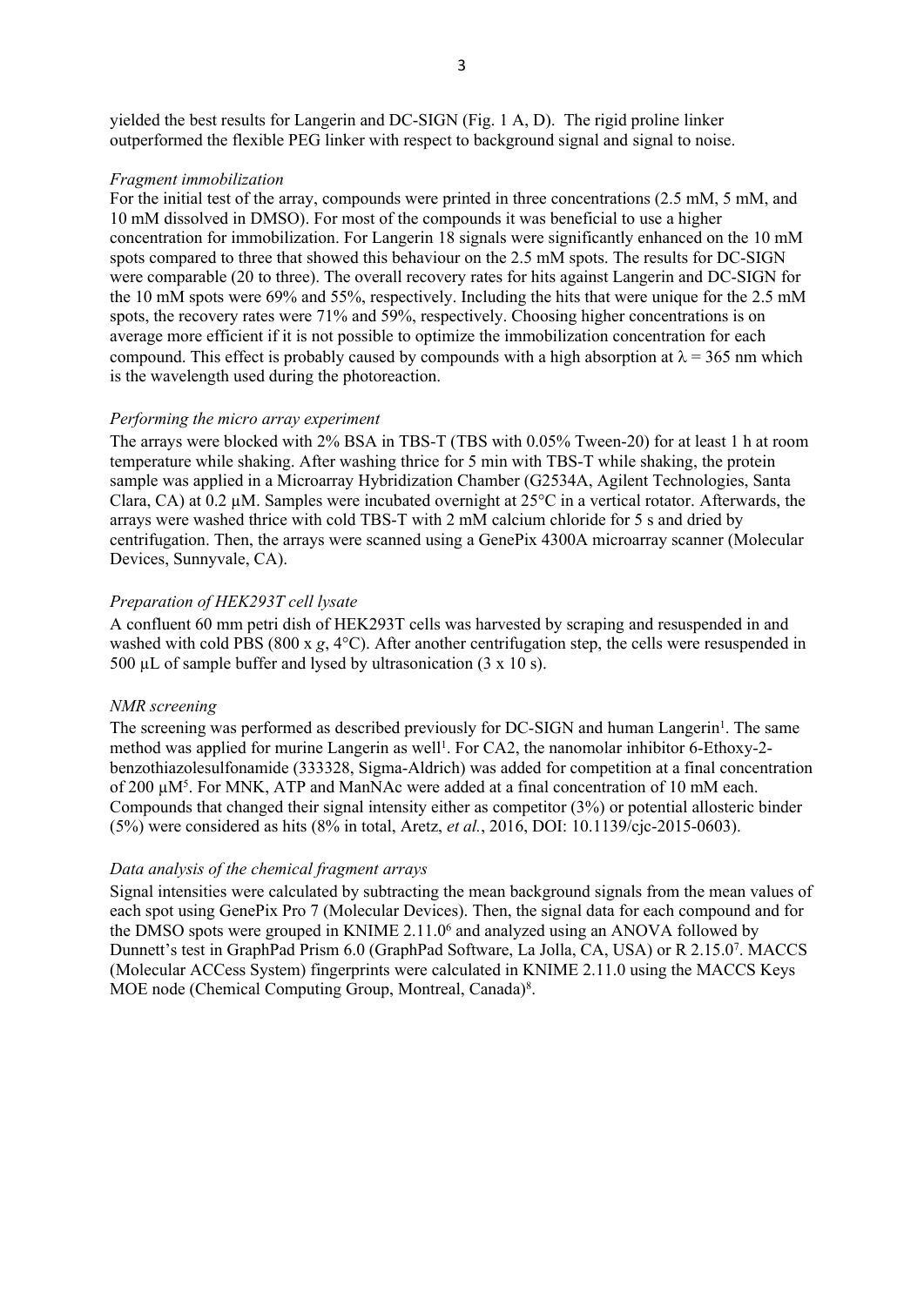yielded the best results for Langerin and DC-SIGN (Fig. 1 A, D). The rigid proline linker outperformed the flexible PEG linker with respect to background signal and signal to noise.

*Fragment immobilization*

For the initial test of the array, compounds were printed in three concentrations (2.5 mM, 5 mM, and 10 mM dissolved in DMSO). For most of the compounds it was beneficial to use a higher concentration for immobilization. For Langerin 18 signals were significantly enhanced on the 10 mM spots compared to three that showed this behaviour on the 2.5 mM spots. The results for DC-SIGN were comparable (20 to three). The overall recovery rates for hits against Langerin and DC-SIGN for the 10 mM spots were 69% and 55%, respectively. Including the hits that were unique for the 2.5 mM spots, the recovery rates were 71% and 59%, respectively. Choosing higher concentrations is on average more efficient if it is not possible to optimize the immobilization concentration for each compound. This effect is probably caused by compounds with a high absorption at $\lambda$ = 365 nm which is the wavelength used during the photoreaction.

*Performing the micro array experiment*

The arrays were blocked with 2% BSA in TBS-T (TBS with 0.05% Tween-20) for at least 1 h at room temperature while shaking. After washing thrice for 5 min with TBS-T while shaking, the protein sample was applied in a Microarray Hybridization Chamber (G2534A, Agilent Technologies, Santa Clara, CA) at 0.2 µM. Samples were incubated overnight at 25°C in a vertical rotator. Afterwards, the arrays were washed thrice with cold TBS-T with 2 mM calcium chloride for 5 s and dried by centrifugation. Then, the arrays were scanned using a GenePix 4300A microarray scanner (Molecular Devices, Sunnyvale, CA).

*Preparation of HEK293T cell lysate*

A confluent 60 mm petri dish of HEK293T cells was harvested by scraping and resuspended in and washed with cold PBS (800 x *g*, 4°C). After another centrifugation step, the cells were resuspended in 500 µL of sample buffer and lysed by ultrasonication (3 x 10 s).

*NMR screening*

The screening was performed as described previously for DC-SIGN and human Langerin[1]. The same method was applied for murine Langerin as well[1]. For CA2, the nanomolar inhibitor 6-Ethoxy-2-benzothiazolesulfonamide (333328, Sigma-Aldrich) was added for competition at a final concentration of 200 µM[5]. For MNK, ATP and ManNAc were added at a final concentration of 10 mM each. Compounds that changed their signal intensity either as competitor (3%) or potential allosteric binder (5%) were considered as hits (8% in total, Aretz, *et al.*, 2016, DOI: 10.1139/cjc-2015-0603).

*Data analysis of the chemical fragment arrays*

Signal intensities were calculated by subtracting the mean background signals from the mean values of each spot using GenePix Pro 7 (Molecular Devices). Then, the signal data for each compound and for the DMSO spots were grouped in KNIME 2.11.0[6] and analyzed using an ANOVA followed by Dunnett's test in GraphPad Prism 6.0 (GraphPad Software, La Jolla, CA, USA) or R 2.15.0[7]. MACCS (Molecular ACCess System) fingerprints were calculated in KNIME 2.11.0 using the MACCS Keys MOE node (Chemical Computing Group, Montreal, Canada)[8].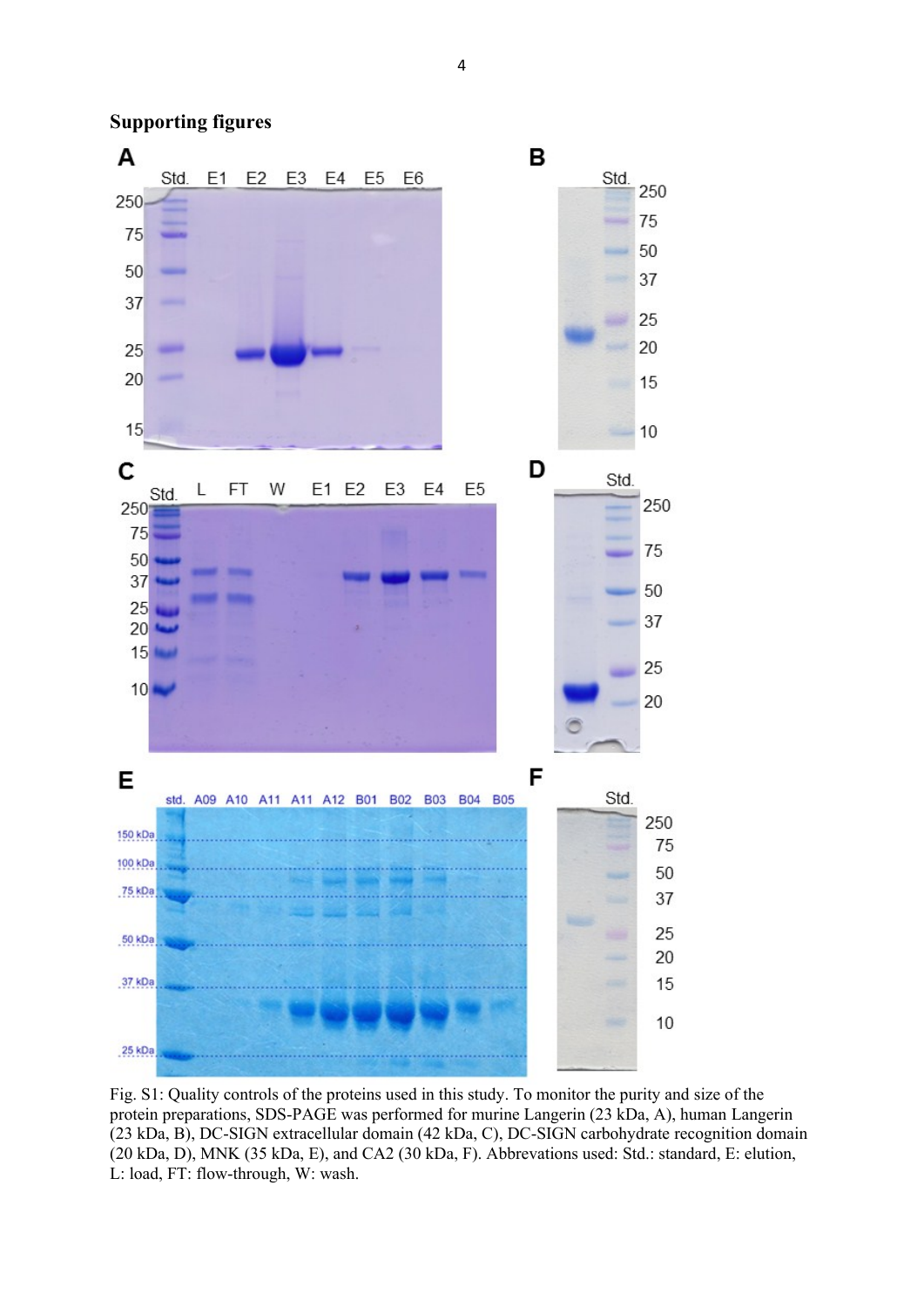**Supporting figures**

Fig. S1: Quality controls of the proteins used in this study. To monitor the purity and size of the protein preparations, SDS-PAGE was performed for murine Langerin (23 kDa, A), human Langerin (23 kDa, B), DC-SIGN extracellular domain (42 kDa, C), DC-SIGN carbohydrate recognition domain (20 kDa, D), MNK (35 kDa, E), and CA2 (30 kDa, F). Abbrevations used: Std.: standard, E: elution, L: load, FT: flow-through, W: wash.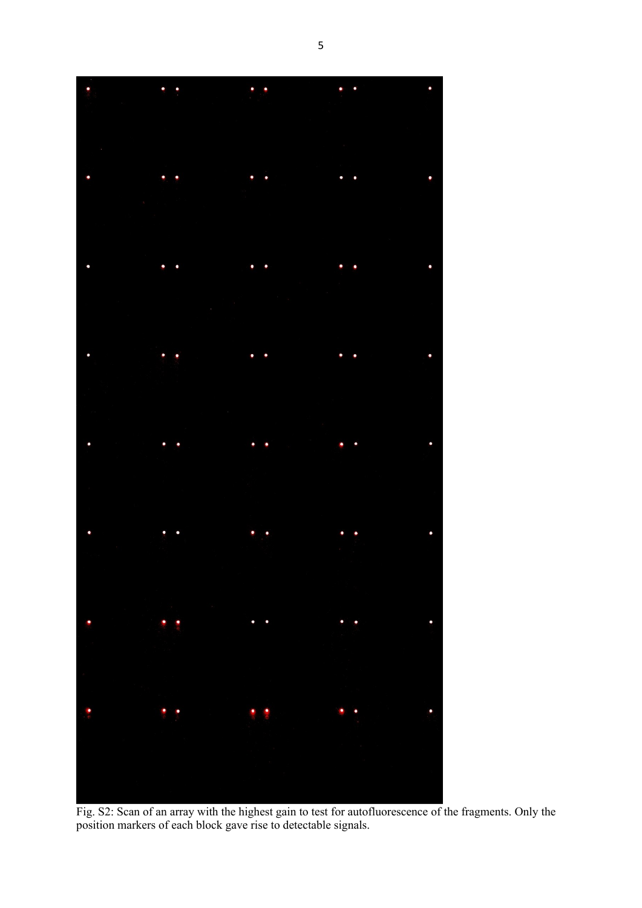Fig. S2: Scan of an array with the highest gain to test for autofluorescence of the fragments. Only the position markers of each block gave rise to detectable signals.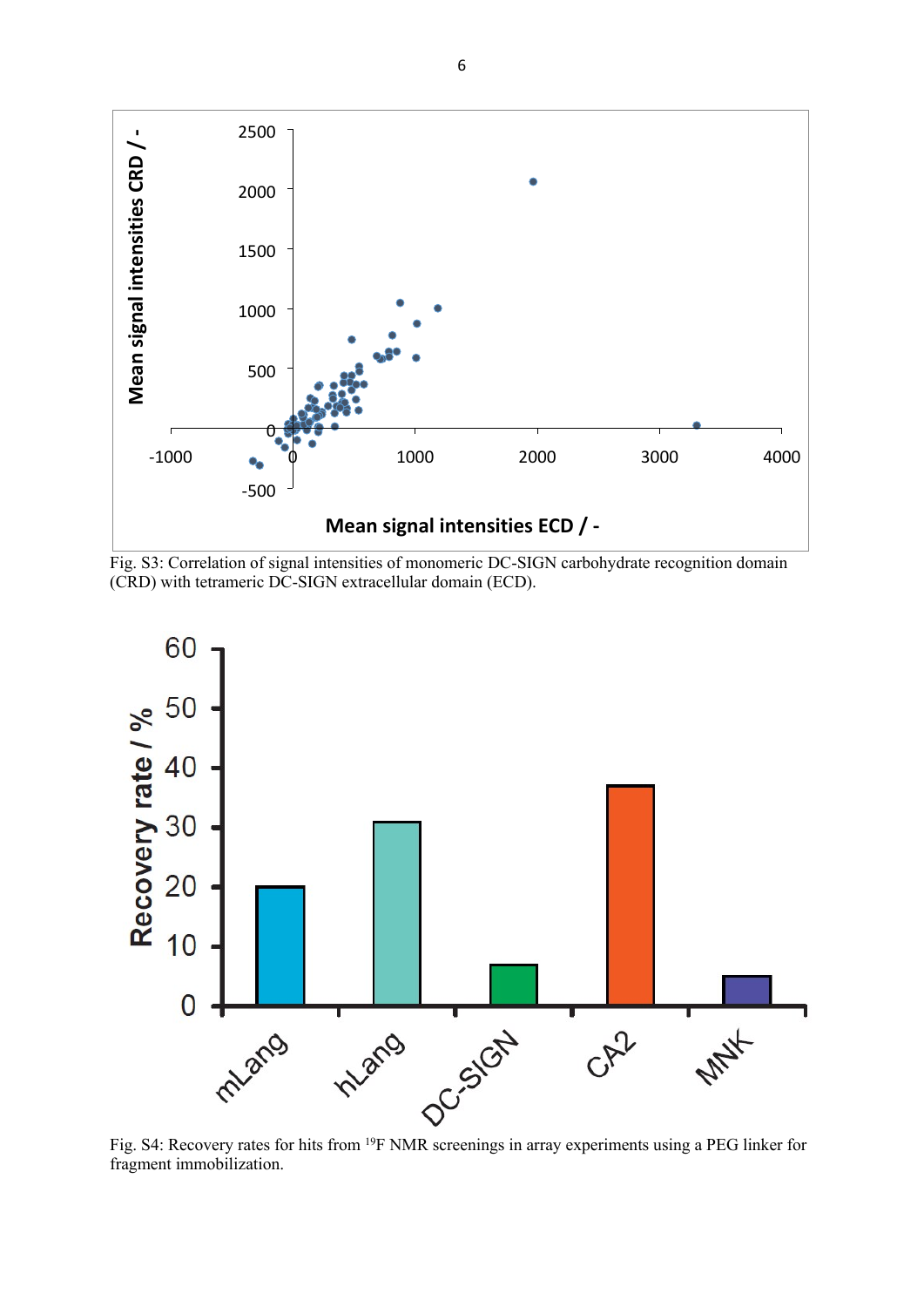Fig. S3: Correlation of signal intensities of monomeric DC-SIGN carbohydrate recognition domain (CRD) with tetrameric DC-SIGN extracellular domain (ECD).

Fig. S4: Recovery rates for hits from [19]F NMR screenings in array experiments using a PEG linker for fragment immobilization.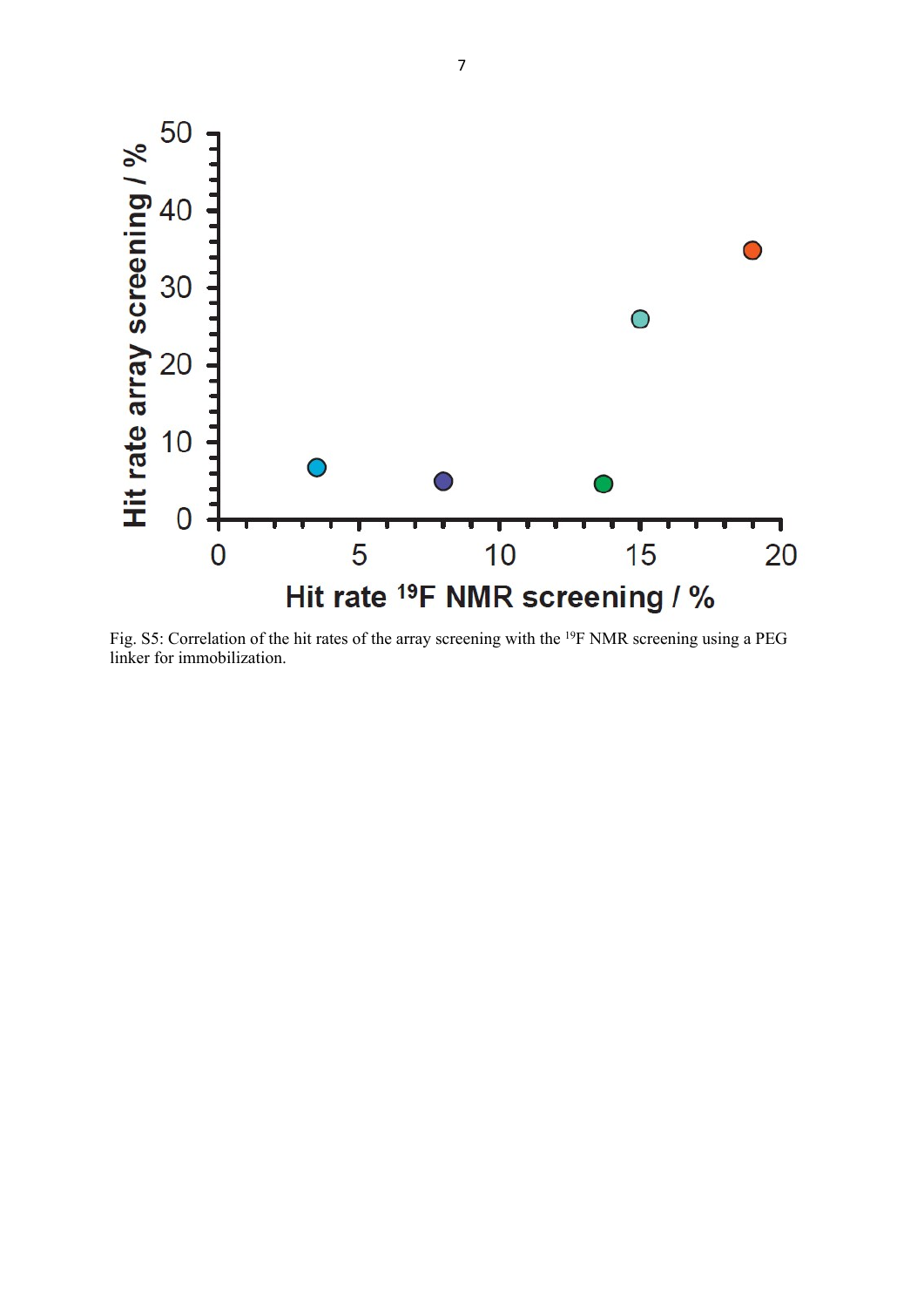Fig. S5: Correlation of the hit rates of the array screening with the $^{19}$F NMR screening using a PEG linker for immobilization.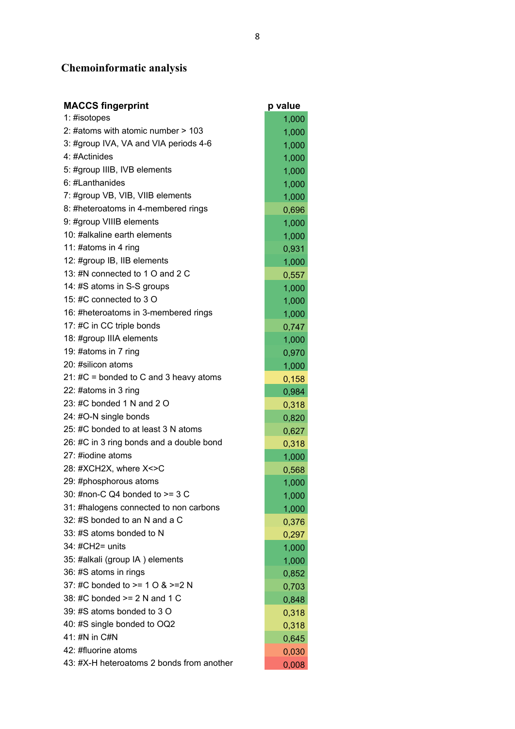## Chemoinformatic analysis

| MACCS fingerprint | p value |
|---|---|
| 1: #isotopes | 1,000 |
| 2: #atoms with atomic number > 103 | 1,000 |
| 3: #group IVA, VA and VIA periods 4-6 | 1,000 |
| 4: #Actinides | 1,000 |
| 5: #group IIIB, IVB elements | 1,000 |
| 6: #Lanthanides | 1,000 |
| 7: #group VB, VIB, VIIB elements | 1,000 |
| 8: #heteroatoms in 4-membered rings | 0,696 |
| 9: #group VIIIB elements | 1,000 |
| 10: #alkaline earth elements | 1,000 |
| 11: #atoms in 4 ring | 0,931 |
| 12: #group IB, IIB elements | 1,000 |
| 13: #N connected to 1 O and 2 C | 0,557 |
| 14: #S atoms in S-S groups | 1,000 |
| 15: #C connected to 3 O | 1,000 |
| 16: #heteroatoms in 3-membered rings | 1,000 |
| 17: #C in CC triple bonds | 0,747 |
| 18: #group IIIA elements | 1,000 |
| 19: #atoms in 7 ring | 0,970 |
| 20: #silicon atoms | 1,000 |
| 21: #C = bonded to C and 3 heavy atoms | 0,158 |
| 22: #atoms in 3 ring | 0,984 |
| 23: #C bonded 1 N and 2 O | 0,318 |
| 24: #O-N single bonds | 0,820 |
| 25: #C bonded to at least 3 N atoms | 0,627 |
| 26: #C in 3 ring bonds and a double bond | 0,318 |
| 27: #iodine atoms | 1,000 |
| 28: #XCH2X, where X<>C | 0,568 |
| 29: #phosphorous atoms | 1,000 |
| 30: #non-C Q4 bonded to >= 3 C | 1,000 |
| 31: #halogens connected to non carbons | 1,000 |
| 32: #S bonded to an N and a C | 0,376 |
| 33: #S atoms bonded to N | 0,297 |
| 34: #CH2= units | 1,000 |
| 35: #alkali (group IA ) elements | 1,000 |
| 36: #S atoms in rings | 0,852 |
| 37: #C bonded to >= 1 O & >=2 N | 0,703 |
| 38: #C bonded >= 2 N and 1 C | 0,848 |
| 39: #S atoms bonded to 3 O | 0,318 |
| 40: #S single bonded to OQ2 | 0,318 |
| 41: #N in C#N | 0,645 |
| 42: #fluorine atoms | 0,030 |
| 43: #X-H heteroatoms 2 bonds from another | 0,008 |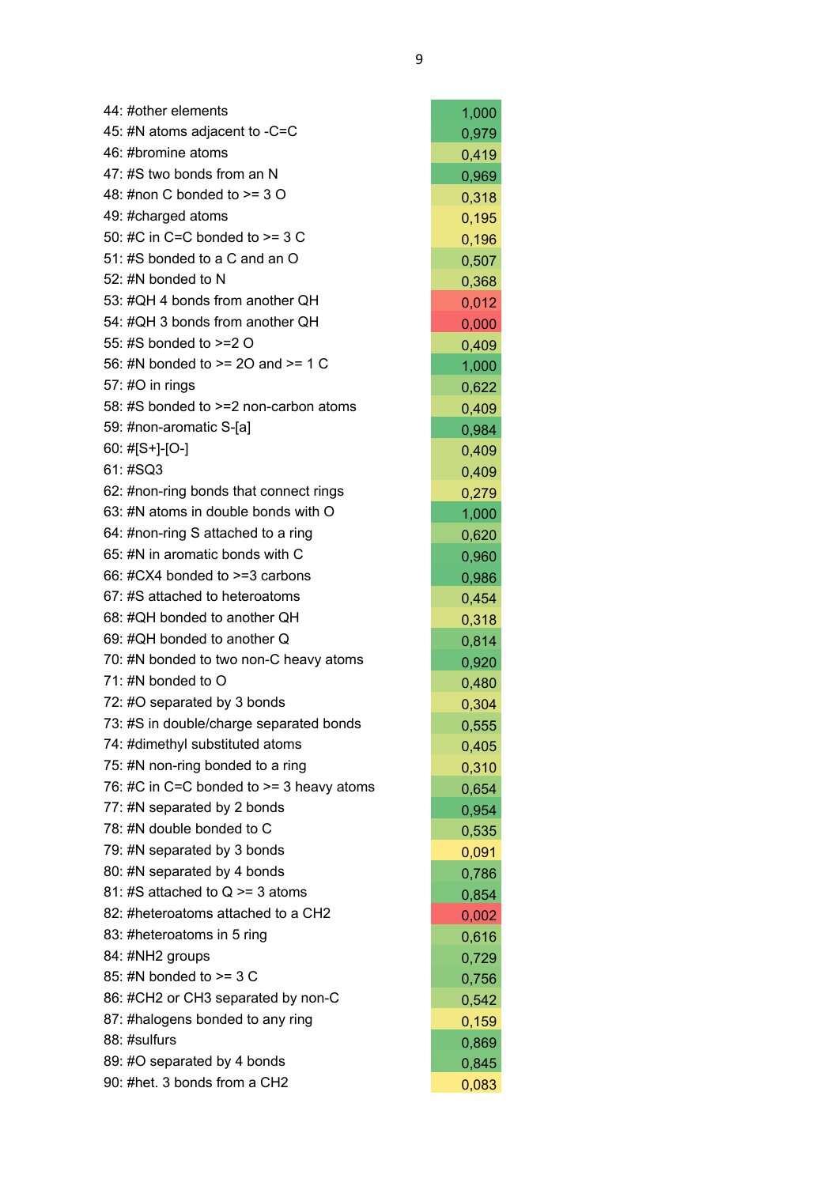| | |
|---|---|
| 44: #other elements | 1,000 |
| 45: #N atoms adjacent to -C=C | 0,979 |
| 46: #bromine atoms | 0,419 |
| 47: #S two bonds from an N | 0,969 |
| 48: #non C bonded to >= 3 O | 0,318 |
| 49: #charged atoms | 0,195 |
| 50: #C in C=C bonded to >= 3 C | 0,196 |
| 51: #S bonded to a C and an O | 0,507 |
| 52: #N bonded to N | 0,368 |
| 53: #QH 4 bonds from another QH | 0,012 |
| 54: #QH 3 bonds from another QH | 0,000 |
| 55: #S bonded to >=2 O | 0,409 |
| 56: #N bonded to >= 2O and >= 1 C | 1,000 |
| 57: #O in rings | 0,622 |
| 58: #S bonded to >=2 non-carbon atoms | 0,409 |
| 59: #non-aromatic S-[a] | 0,984 |
| 60: #[S+]-[O-] | 0,409 |
| 61: #SQ3 | 0,409 |
| 62: #non-ring bonds that connect rings | 0,279 |
| 63: #N atoms in double bonds with O | 1,000 |
| 64: #non-ring S attached to a ring | 0,620 |
| 65: #N in aromatic bonds with C | 0,960 |
| 66: #CX4 bonded to >=3 carbons | 0,986 |
| 67: #S attached to heteroatoms | 0,454 |
| 68: #QH bonded to another QH | 0,318 |
| 69: #QH bonded to another Q | 0,814 |
| 70: #N bonded to two non-C heavy atoms | 0,920 |
| 71: #N bonded to O | 0,480 |
| 72: #O separated by 3 bonds | 0,304 |
| 73: #S in double/charge separated bonds | 0,555 |
| 74: #dimethyl substituted atoms | 0,405 |
| 75: #N non-ring bonded to a ring | 0,310 |
| 76: #C in C=C bonded to >= 3 heavy atoms | 0,654 |
| 77: #N separated by 2 bonds | 0,954 |
| 78: #N double bonded to C | 0,535 |
| 79: #N separated by 3 bonds | 0,091 |
| 80: #N separated by 4 bonds | 0,786 |
| 81: #S attached to Q >= 3 atoms | 0,854 |
| 82: #heteroatoms attached to a CH2 | 0,002 |
| 83: #heteroatoms in 5 ring | 0,616 |
| 84: #NH2 groups | 0,729 |
| 85: #N bonded to >= 3 C | 0,756 |
| 86: #CH2 or CH3 separated by non-C | 0,542 |
| 87: #halogens bonded to any ring | 0,159 |
| 88: #sulfurs | 0,869 |
| 89: #O separated by 4 bonds | 0,845 |
| 90: #het. 3 bonds from a CH2 | 0,083 |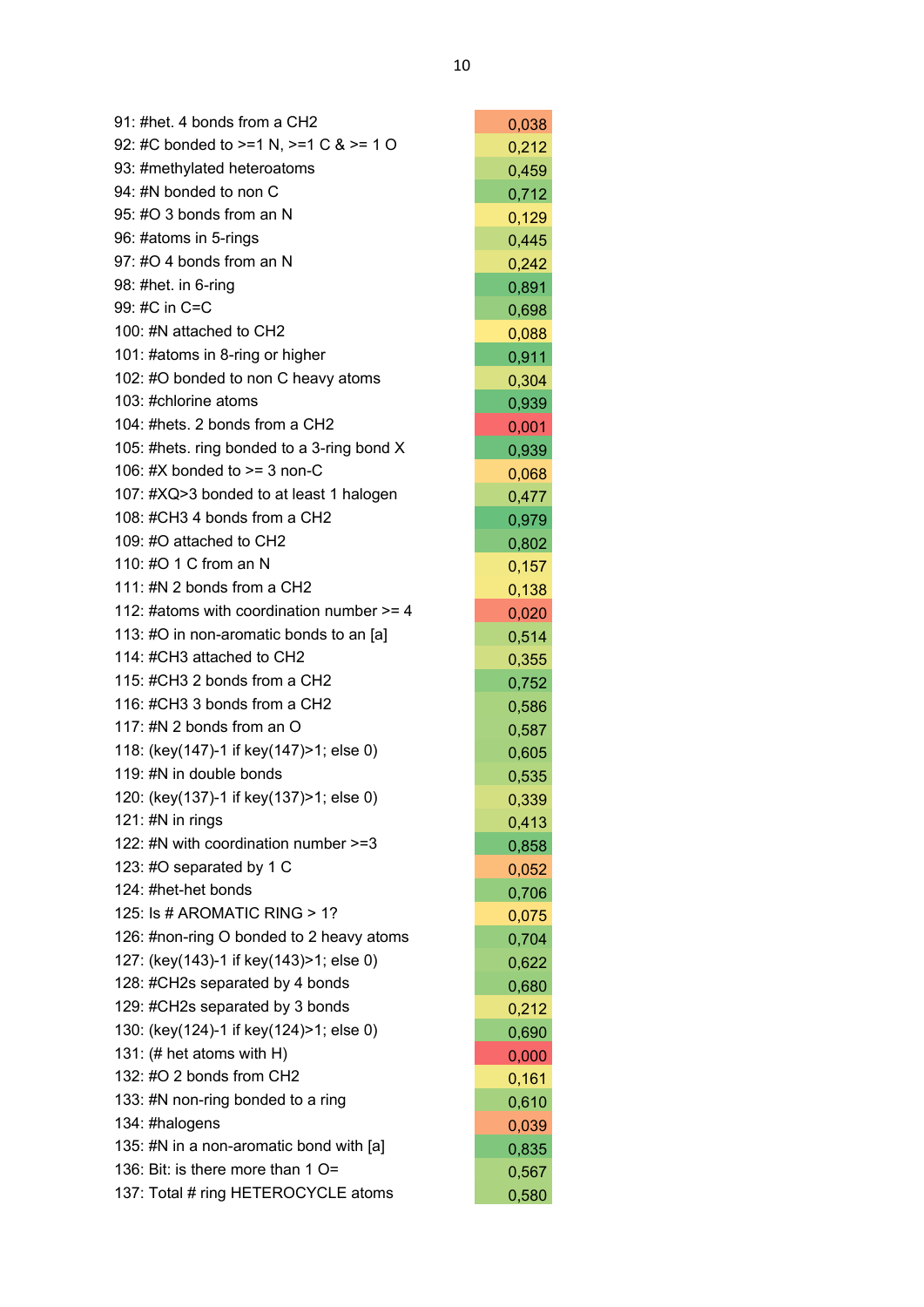| | |
|---|---|
| 91: #het. 4 bonds from a CH2 | 0,038 |
| 92: #C bonded to >=1 N, >=1 C & >= 1 O | 0,212 |
| 93: #methylated heteroatoms | 0,459 |
| 94: #N bonded to non C | 0,712 |
| 95: #O 3 bonds from an N | 0,129 |
| 96: #atoms in 5-rings | 0,445 |
| 97: #O 4 bonds from an N | 0,242 |
| 98: #het. in 6-ring | 0,891 |
| 99: #C in C=C | 0,698 |
| 100: #N attached to CH2 | 0,088 |
| 101: #atoms in 8-ring or higher | 0,911 |
| 102: #O bonded to non C heavy atoms | 0,304 |
| 103: #chlorine atoms | 0,939 |
| 104: #hets. 2 bonds from a CH2 | 0,001 |
| 105: #hets. ring bonded to a 3-ring bond X | 0,939 |
| 106: #X bonded to >= 3 non-C | 0,068 |
| 107: #XQ>3 bonded to at least 1 halogen | 0,477 |
| 108: #CH3 4 bonds from a CH2 | 0,979 |
| 109: #O attached to CH2 | 0,802 |
| 110: #O 1 C from an N | 0,157 |
| 111: #N 2 bonds from a CH2 | 0,138 |
| 112: #atoms with coordination number >= 4 | 0,020 |
| 113: #O in non-aromatic bonds to an [a] | 0,514 |
| 114: #CH3 attached to CH2 | 0,355 |
| 115: #CH3 2 bonds from a CH2 | 0,752 |
| 116: #CH3 3 bonds from a CH2 | 0,586 |
| 117: #N 2 bonds from an O | 0,587 |
| 118: (key(147)-1 if key(147)>1; else 0) | 0,605 |
| 119: #N in double bonds | 0,535 |
| 120: (key(137)-1 if key(137)>1; else 0) | 0,339 |
| 121: #N in rings | 0,413 |
| 122: #N with coordination number >=3 | 0,858 |
| 123: #O separated by 1 C | 0,052 |
| 124: #het-het bonds | 0,706 |
| 125: Is # AROMATIC RING > 1? | 0,075 |
| 126: #non-ring O bonded to 2 heavy atoms | 0,704 |
| 127: (key(143)-1 if key(143)>1; else 0) | 0,622 |
| 128: #CH2s separated by 4 bonds | 0,680 |
| 129: #CH2s separated by 3 bonds | 0,212 |
| 130: (key(124)-1 if key(124)>1; else 0) | 0,690 |
| 131: (# het atoms with H) | 0,000 |
| 132: #O 2 bonds from CH2 | 0,161 |
| 133: #N non-ring bonded to a ring | 0,610 |
| 134: #halogens | 0,039 |
| 135: #N in a non-aromatic bond with [a] | 0,835 |
| 136: Bit: is there more than 1 O= | 0,567 |
| 137: Total # ring HETEROCYCLE atoms | 0,580 |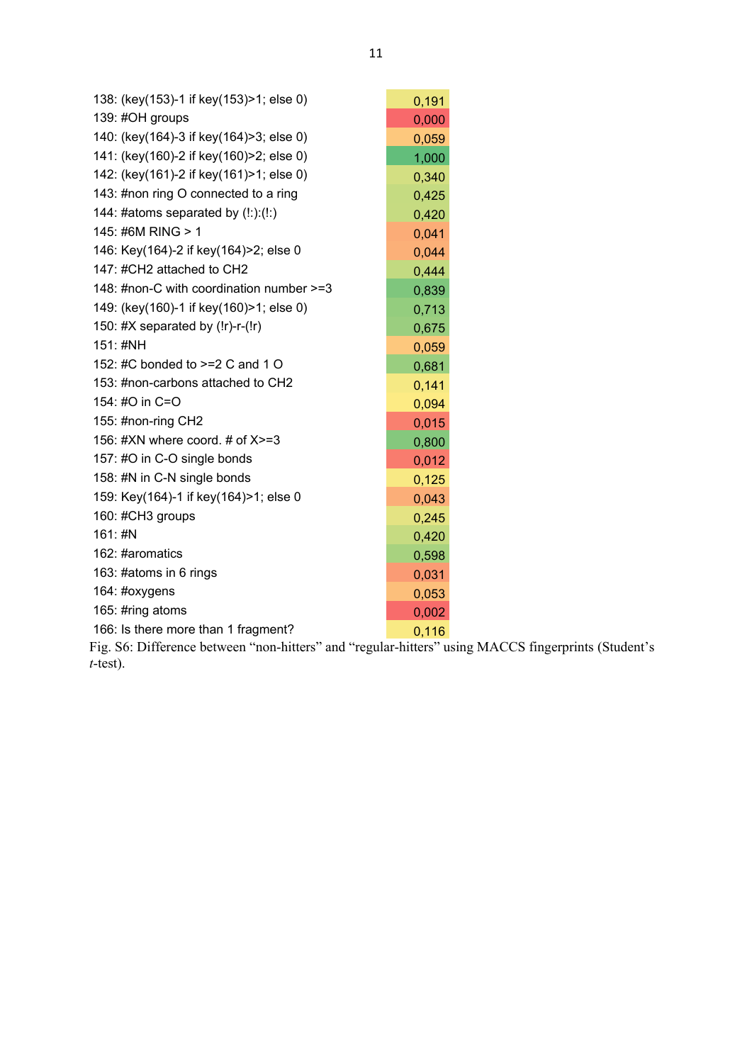| | |
|---|---|
| 138: (key(153)-1 if key(153)>1; else 0) | 0,191 |
| 139: #OH groups | 0,000 |
| 140: (key(164)-3 if key(164)>3; else 0) | 0,059 |
| 141: (key(160)-2 if key(160)>2; else 0) | 1,000 |
| 142: (key(161)-2 if key(161)>1; else 0) | 0,340 |
| 143: #non ring O connected to a ring | 0,425 |
| 144: #atoms separated by (!:):(!:) | 0,420 |
| 145: #6M RING > 1 | 0,041 |
| 146: Key(164)-2 if key(164)>2; else 0 | 0,044 |
| 147: #CH2 attached to CH2 | 0,444 |
| 148: #non-C with coordination number >=3 | 0,839 |
| 149: (key(160)-1 if key(160)>1; else 0) | 0,713 |
| 150: #X separated by (!r)-r-(!r) | 0,675 |
| 151: #NH | 0,059 |
| 152: #C bonded to >=2 C and 1 O | 0,681 |
| 153: #non-carbons attached to CH2 | 0,141 |
| 154: #O in C=O | 0,094 |
| 155: #non-ring CH2 | 0,015 |
| 156: #XN where coord. # of X>=3 | 0,800 |
| 157: #O in C-O single bonds | 0,012 |
| 158: #N in C-N single bonds | 0,125 |
| 159: Key(164)-1 if key(164)>1; else 0 | 0,043 |
| 160: #CH3 groups | 0,245 |
| 161: #N | 0,420 |
| 162: #aromatics | 0,598 |
| 163: #atoms in 6 rings | 0,031 |
| 164: #oxygens | 0,053 |
| 165: #ring atoms | 0,002 |
| 166: Is there more than 1 fragment? | 0,116 |

Fig. S6: Difference between "non-hitters" and "regular-hitters" using MACCS fingerprints (Student's *t*-test).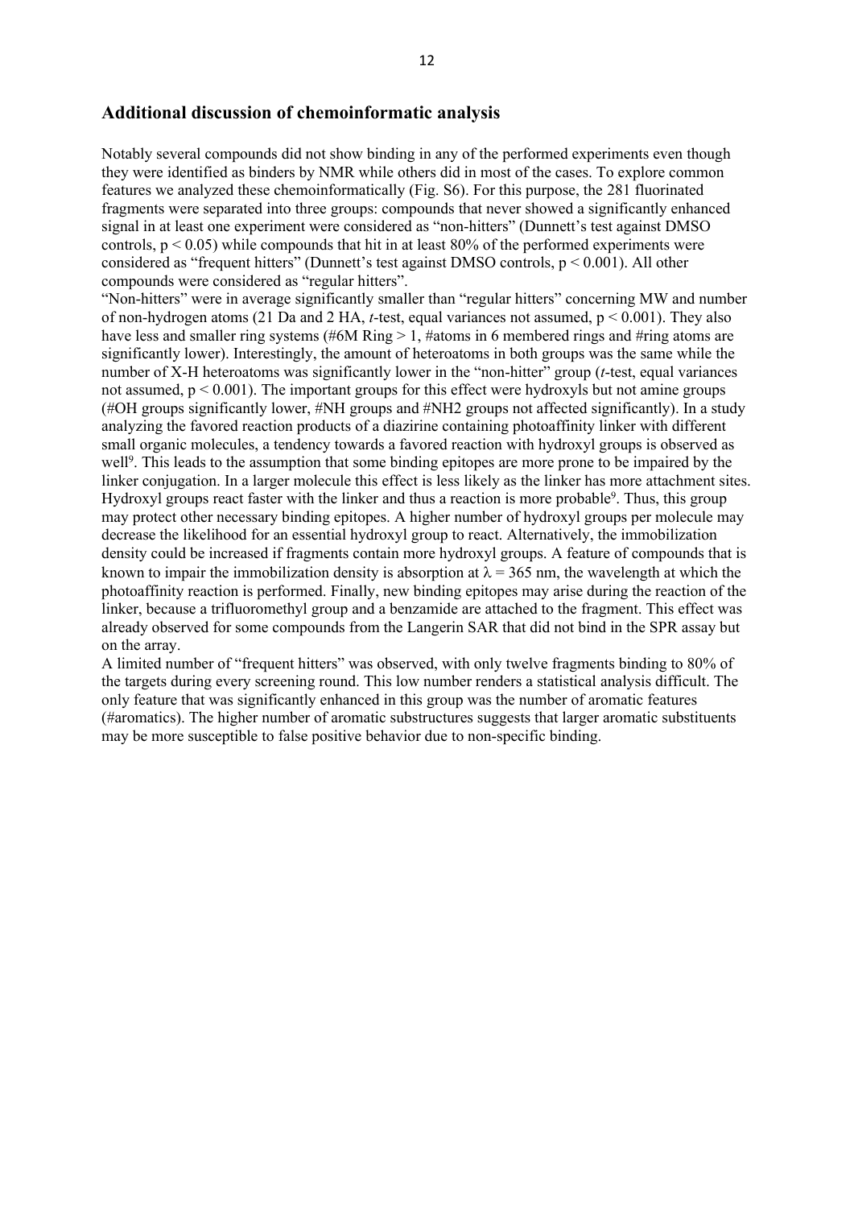## Additional discussion of chemoinformatic analysis

Notably several compounds did not show binding in any of the performed experiments even though they were identified as binders by NMR while others did in most of the cases. To explore common features we analyzed these chemoinformatically (Fig. S6). For this purpose, the 281 fluorinated fragments were separated into three groups: compounds that never showed a significantly enhanced signal in at least one experiment were considered as "non-hitters" (Dunnett's test against DMSO controls, $p < 0.05$) while compounds that hit in at least 80% of the performed experiments were considered as "frequent hitters" (Dunnett's test against DMSO controls, $p < 0.001$). All other compounds were considered as "regular hitters".

"Non-hitters" were in average significantly smaller than "regular hitters" concerning MW and number of non-hydrogen atoms (21 Da and 2 HA, *t*-test, equal variances not assumed, $p < 0.001$). They also have less and smaller ring systems (#6M Ring > 1, #atoms in 6 membered rings and #ring atoms are significantly lower). Interestingly, the amount of heteroatoms in both groups was the same while the number of X-H heteroatoms was significantly lower in the "non-hitter" group (*t*-test, equal variances not assumed, $p < 0.001$). The important groups for this effect were hydroxyls but not amine groups (#OH groups significantly lower, #NH groups and #NH2 groups not affected significantly). In a study analyzing the favored reaction products of a diazirine containing photoaffinity linker with different small organic molecules, a tendency towards a favored reaction with hydroxyl groups is observed as well[9]. This leads to the assumption that some binding epitopes are more prone to be impaired by the linker conjugation. In a larger molecule this effect is less likely as the linker has more attachment sites. Hydroxyl groups react faster with the linker and thus a reaction is more probable[9]. Thus, this group may protect other necessary binding epitopes. A higher number of hydroxyl groups per molecule may decrease the likelihood for an essential hydroxyl group to react. Alternatively, the immobilization density could be increased if fragments contain more hydroxyl groups. A feature of compounds that is known to impair the immobilization density is absorption at $\lambda = 365$ nm, the wavelength at which the photoaffinity reaction is performed. Finally, new binding epitopes may arise during the reaction of the linker, because a trifluoromethyl group and a benzamide are attached to the fragment. This effect was already observed for some compounds from the Langerin SAR that did not bind in the SPR assay but on the array.

A limited number of "frequent hitters" was observed, with only twelve fragments binding to 80% of the targets during every screening round. This low number renders a statistical analysis difficult. The only feature that was significantly enhanced in this group was the number of aromatic features (#aromatics). The higher number of aromatic substructures suggests that larger aromatic substituents may be more susceptible to false positive behavior due to non-specific binding.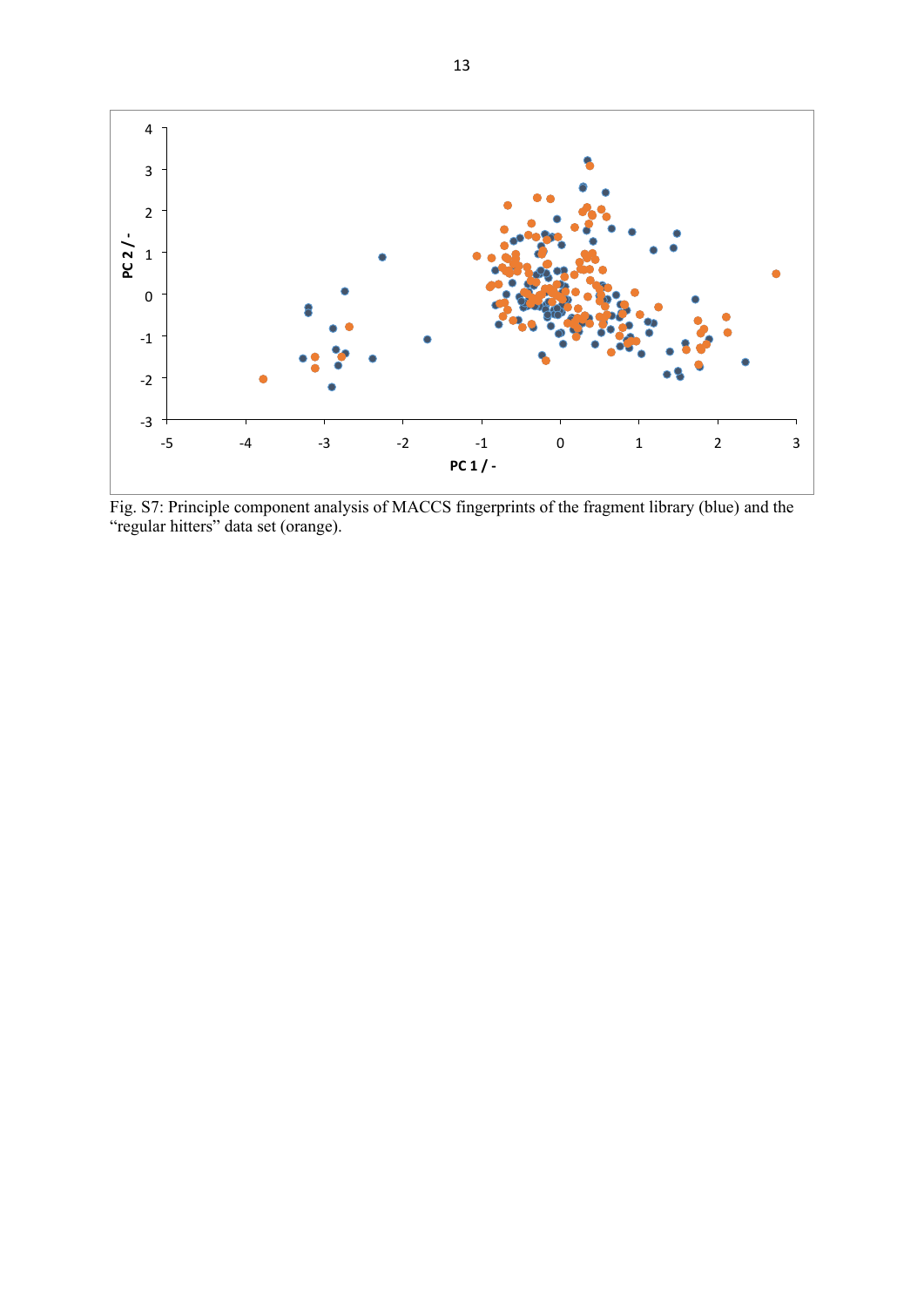Fig. S7: Principle component analysis of MACCS fingerprints of the fragment library (blue) and the "regular hitters" data set (orange).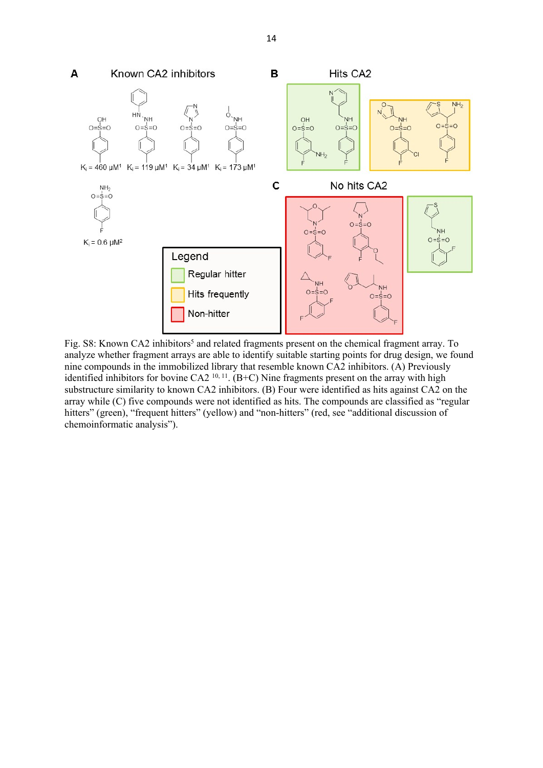Fig. S8: Known CA2 inhibitors[5] and related fragments present on the chemical fragment array. To analyze whether fragment arrays are able to identify suitable starting points for drug design, we found nine compounds in the immobilized library that resemble known CA2 inhibitors. (A) Previously identified inhibitors for bovine CA2 [10, 11]. (B+C) Nine fragments present on the array with high substructure similarity to known CA2 inhibitors. (B) Four were identified as hits against CA2 on the array while (C) five compounds were not identified as hits. The compounds are classified as "regular hitters" (green), "frequent hitters" (yellow) and "non-hitters" (red, see "additional discussion of chemoinformatic analysis").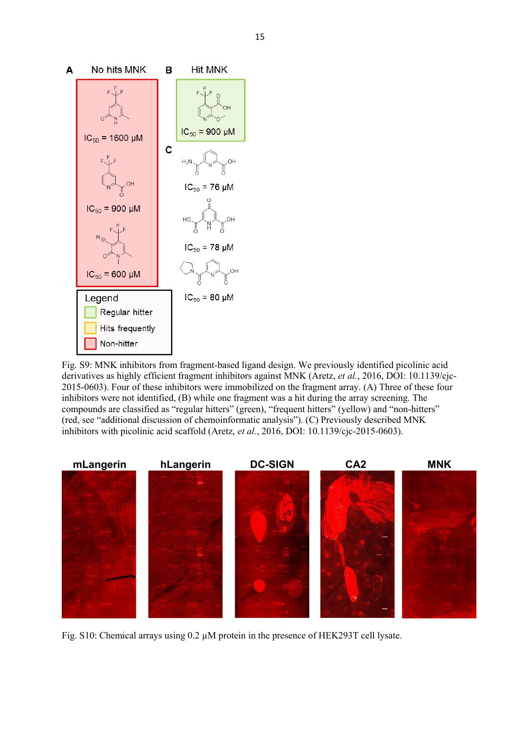Fig. S9: MNK inhibitors from fragment-based ligand design. We previously identified picolinic acid derivatives as highly efficient fragment inhibitors against MNK (Aretz, *et al.*, 2016, DOI: 10.1139/cjc-2015-0603). Four of these inhibitors were immobilized on the fragment array. (A) Three of these four inhibitors were not identified, (B) while one fragment was a hit during the array screening. The compounds are classified as "regular hitters" (green), "frequent hitters" (yellow) and "non-hitters" (red, see "additional discussion of chemoinformatic analysis"). (C) Previously described MNK inhibitors with picolinic acid scaffold (Aretz, *et al.*, 2016, DOI: 10.1139/cjc-2015-0603).

Fig. S10: Chemical arrays using 0.2 µM protein in the presence of HEK293T cell lysate.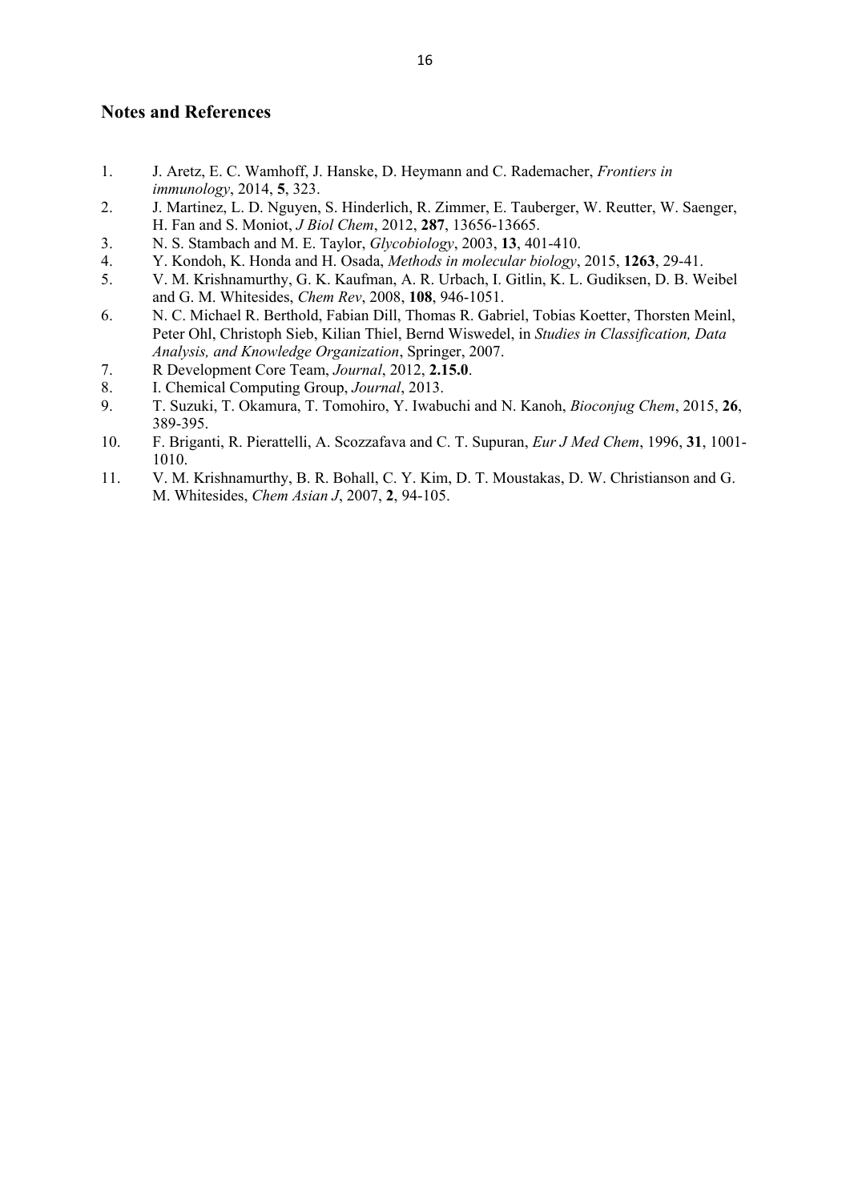## Notes and References

1. J. Aretz, E. C. Wamhoff, J. Hanske, D. Heymann and C. Rademacher, *Frontiers in immunology*, 2014, **5**, 323.
2. J. Martinez, L. D. Nguyen, S. Hinderlich, R. Zimmer, E. Tauberger, W. Reutter, W. Saenger, H. Fan and S. Moniot, *J Biol Chem*, 2012, **287**, 13656-13665.
3. N. S. Stambach and M. E. Taylor, *Glycobiology*, 2003, **13**, 401-410.
4. Y. Kondoh, K. Honda and H. Osada, *Methods in molecular biology*, 2015, **1263**, 29-41.
5. V. M. Krishnamurthy, G. K. Kaufman, A. R. Urbach, I. Gitlin, K. L. Gudiksen, D. B. Weibel and G. M. Whitesides, *Chem Rev*, 2008, **108**, 946-1051.
6. N. C. Michael R. Berthold, Fabian Dill, Thomas R. Gabriel, Tobias Koetter, Thorsten Meinl, Peter Ohl, Christoph Sieb, Kilian Thiel, Bernd Wiswedel, in *Studies in Classification, Data Analysis, and Knowledge Organization*, Springer, 2007.
7. R Development Core Team, *Journal*, 2012, **2.15.0**.
8. I. Chemical Computing Group, *Journal*, 2013.
9. T. Suzuki, T. Okamura, T. Tomohiro, Y. Iwabuchi and N. Kanoh, *Bioconjug Chem*, 2015, **26**, 389-395.
10. F. Briganti, R. Pierattelli, A. Scozzafava and C. T. Supuran, *Eur J Med Chem*, 1996, **31**, 1001-1010.
11. V. M. Krishnamurthy, B. R. Bohall, C. Y. Kim, D. T. Moustakas, D. W. Christianson and G. M. Whitesides, *Chem Asian J*, 2007, **2**, 94-105.